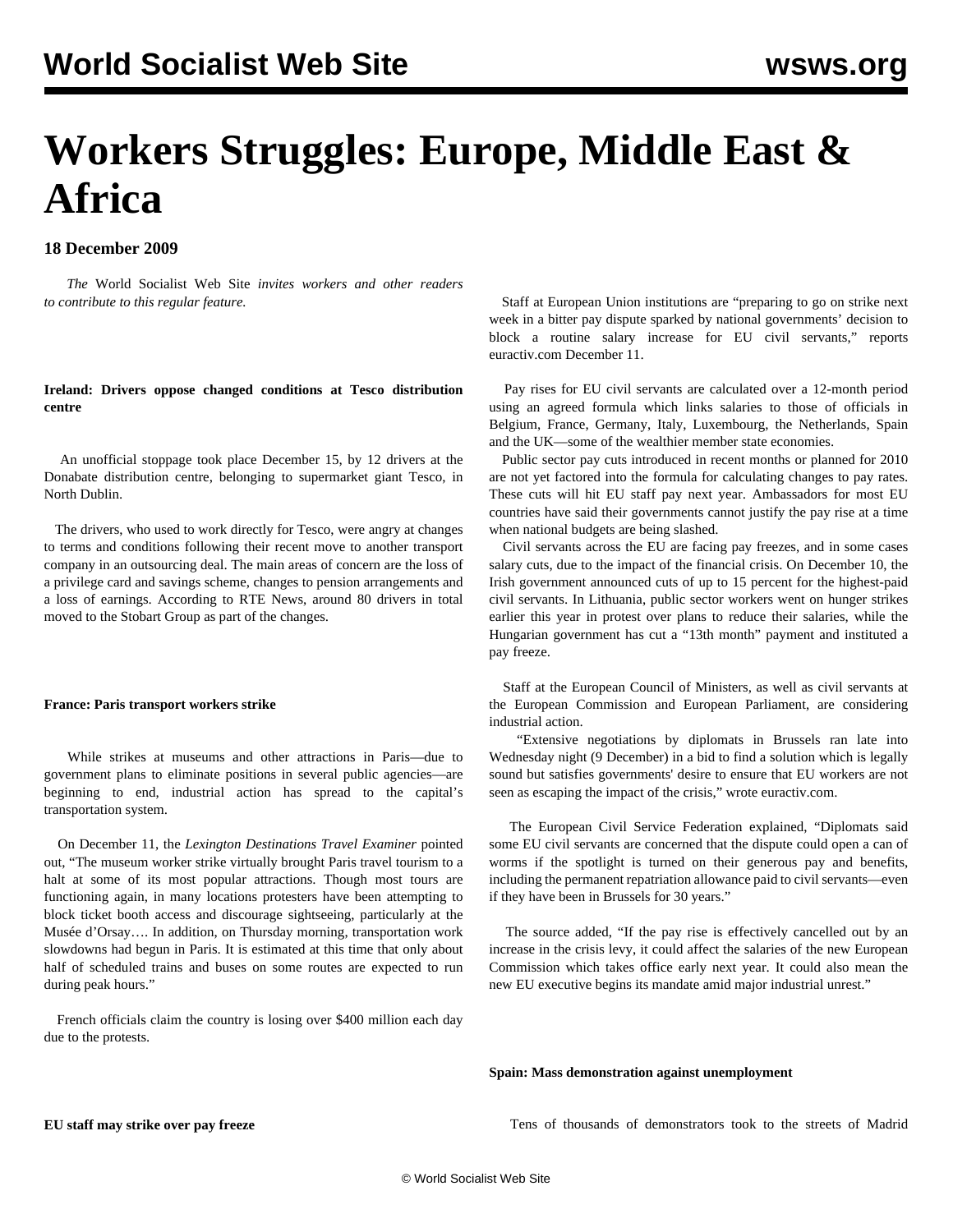# Workers Struggles: Europe, Middle East & Africa

**18 December 2009**

*The* World Socialist Web Site *invites workers and other readers to contribute to this regular feature.*

**Ireland: Drivers oppose changed conditions at Tesco distribution centre**

An unofficial stoppage took place December 15, by 12 drivers at the Donabate distribution centre, belonging to supermarket giant Tesco, in North Dublin.

The drivers, who used to work directly for Tesco, were angry at changes to terms and conditions following their recent move to another transport company in an outsourcing deal. The main areas of concern are the loss of a privilege card and savings scheme, changes to pension arrangements and a loss of earnings. According to RTE News, around 80 drivers in total moved to the Stobart Group as part of the changes.

**France: Paris transport workers strike**

While strikes at museums and other attractions in Paris—due to government plans to eliminate positions in several public agencies—are beginning to end, industrial action has spread to the capital's transportation system.

On December 11, the *Lexington Destinations Travel Examiner* pointed out, "The museum worker strike virtually brought Paris travel tourism to a halt at some of its most popular attractions. Though most tours are functioning again, in many locations protesters have been attempting to block ticket booth access and discourage sightseeing, particularly at the Musée d'Orsay…. In addition, on Thursday morning, transportation work slowdowns had begun in Paris. It is estimated at this time that only about half of scheduled trains and buses on some routes are expected to run during peak hours."

French officials claim the country is losing over $400 million each day due to the protests.

**EU staff may strike over pay freeze**

Staff at European Union institutions are "preparing to go on strike next week in a bitter pay dispute sparked by national governments' decision to block a routine salary increase for EU civil servants," reports euractiv.com December 11.

Pay rises for EU civil servants are calculated over a 12-month period using an agreed formula which links salaries to those of officials in Belgium, France, Germany, Italy, Luxembourg, the Netherlands, Spain and the UK—some of the wealthier member state economies.

Public sector pay cuts introduced in recent months or planned for 2010 are not yet factored into the formula for calculating changes to pay rates. These cuts will hit EU staff pay next year. Ambassadors for most EU countries have said their governments cannot justify the pay rise at a time when national budgets are being slashed.

Civil servants across the EU are facing pay freezes, and in some cases salary cuts, due to the impact of the financial crisis. On December 10, the Irish government announced cuts of up to 15 percent for the highest-paid civil servants. In Lithuania, public sector workers went on hunger strikes earlier this year in protest over plans to reduce their salaries, while the Hungarian government has cut a "13th month" payment and instituted a pay freeze.

Staff at the European Council of Ministers, as well as civil servants at the European Commission and European Parliament, are considering industrial action.

"Extensive negotiations by diplomats in Brussels ran late into Wednesday night (9 December) in a bid to find a solution which is legally sound but satisfies governments' desire to ensure that EU workers are not seen as escaping the impact of the crisis," wrote euractiv.com.

The European Civil Service Federation explained, "Diplomats said some EU civil servants are concerned that the dispute could open a can of worms if the spotlight is turned on their generous pay and benefits, including the permanent repatriation allowance paid to civil servants—even if they have been in Brussels for 30 years."

The source added, "If the pay rise is effectively cancelled out by an increase in the crisis levy, it could affect the salaries of the new European Commission which takes office early next year. It could also mean the new EU executive begins its mandate amid major industrial unrest."

**Spain: Mass demonstration against unemployment**

Tens of thousands of demonstrators took to the streets of Madrid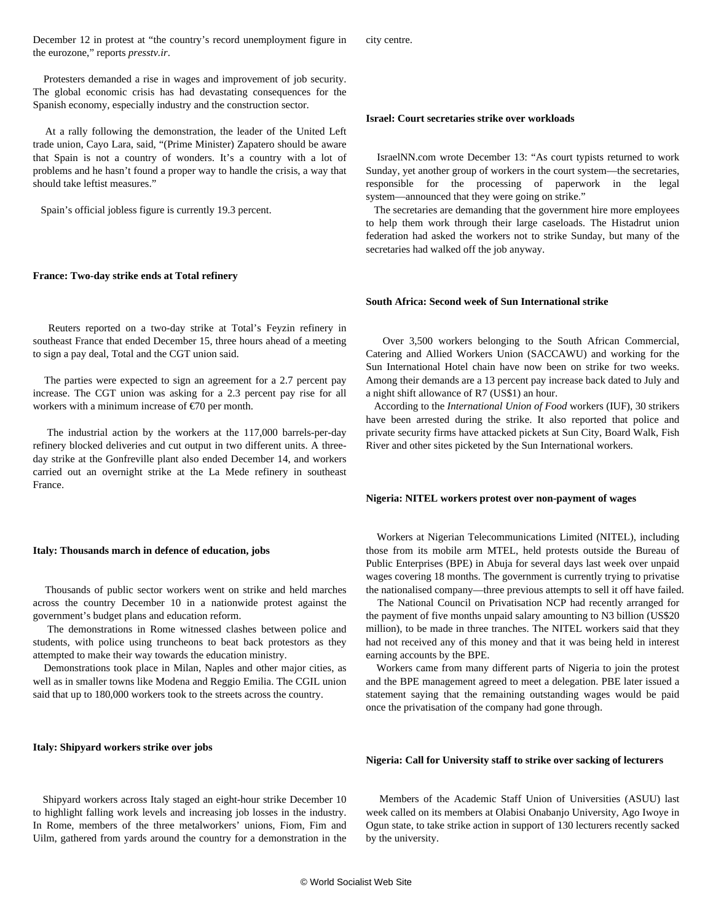December 12 in protest at "the country's record unemployment figure in the eurozone," reports *presstv.ir*.

Protesters demanded a rise in wages and improvement of job security. The global economic crisis has had devastating consequences for the Spanish economy, especially industry and the construction sector.

At a rally following the demonstration, the leader of the United Left trade union, Cayo Lara, said, "(Prime Minister) Zapatero should be aware that Spain is not a country of wonders. It's a country with a lot of problems and he hasn't found a proper way to handle the crisis, a way that should take leftist measures."

Spain's official jobless figure is currently 19.3 percent.

**France: Two-day strike ends at Total refinery**

Reuters reported on a two-day strike at Total's Feyzin refinery in southeast France that ended December 15, three hours ahead of a meeting to sign a pay deal, Total and the CGT union said.

The parties were expected to sign an agreement for a 2.7 percent pay increase. The CGT union was asking for a 2.3 percent pay rise for all workers with a minimum increase of €70 per month.

The industrial action by the workers at the 117,000 barrels-per-day refinery blocked deliveries and cut output in two different units. A three-day strike at the Gonfreville plant also ended December 14, and workers carried out an overnight strike at the La Mede refinery in southeast France.

**Italy: Thousands march in defence of education, jobs**

Thousands of public sector workers went on strike and held marches across the country December 10 in a nationwide protest against the government's budget plans and education reform.

The demonstrations in Rome witnessed clashes between police and students, with police using truncheons to beat back protestors as they attempted to make their way towards the education ministry.

Demonstrations took place in Milan, Naples and other major cities, as well as in smaller towns like Modena and Reggio Emilia. The CGIL union said that up to 180,000 workers took to the streets across the country.

**Italy: Shipyard workers strike over jobs**

Shipyard workers across Italy staged an eight-hour strike December 10 to highlight falling work levels and increasing job losses in the industry. In Rome, members of the three metalworkers' unions, Fiom, Fim and Uilm, gathered from yards around the country for a demonstration in the city centre.

**Israel: Court secretaries strike over workloads**

IsraelNN.com wrote December 13: "As court typists returned to work Sunday, yet another group of workers in the court system—the secretaries, responsible for the processing of paperwork in the legal system—announced that they were going on strike."

The secretaries are demanding that the government hire more employees to help them work through their large caseloads. The Histadrut union federation had asked the workers not to strike Sunday, but many of the secretaries had walked off the job anyway.

**South Africa: Second week of Sun International strike**

Over 3,500 workers belonging to the South African Commercial, Catering and Allied Workers Union (SACCAWU) and working for the Sun International Hotel chain have now been on strike for two weeks. Among their demands are a 13 percent pay increase back dated to July and a night shift allowance of R7 (US$1) an hour.

According to the *International Union of Food* workers (IUF), 30 strikers have been arrested during the strike. It also reported that police and private security firms have attacked pickets at Sun City, Board Walk, Fish River and other sites picketed by the Sun International workers.

**Nigeria: NITEL workers protest over non-payment of wages**

Workers at Nigerian Telecommunications Limited (NITEL), including those from its mobile arm MTEL, held protests outside the Bureau of Public Enterprises (BPE) in Abuja for several days last week over unpaid wages covering 18 months. The government is currently trying to privatise the nationalised company—three previous attempts to sell it off have failed.

The National Council on Privatisation NCP had recently arranged for the payment of five months unpaid salary amounting to N3 billion (US$20 million), to be made in three tranches. The NITEL workers said that they had not received any of this money and that it was being held in interest earning accounts by the BPE.

Workers came from many different parts of Nigeria to join the protest and the BPE management agreed to meet a delegation. PBE later issued a statement saying that the remaining outstanding wages would be paid once the privatisation of the company had gone through.

**Nigeria: Call for University staff to strike over sacking of lecturers**

Members of the Academic Staff Union of Universities (ASUU) last week called on its members at Olabisi Onabanjo University, Ago Iwoye in Ogun state, to take strike action in support of 130 lecturers recently sacked by the university.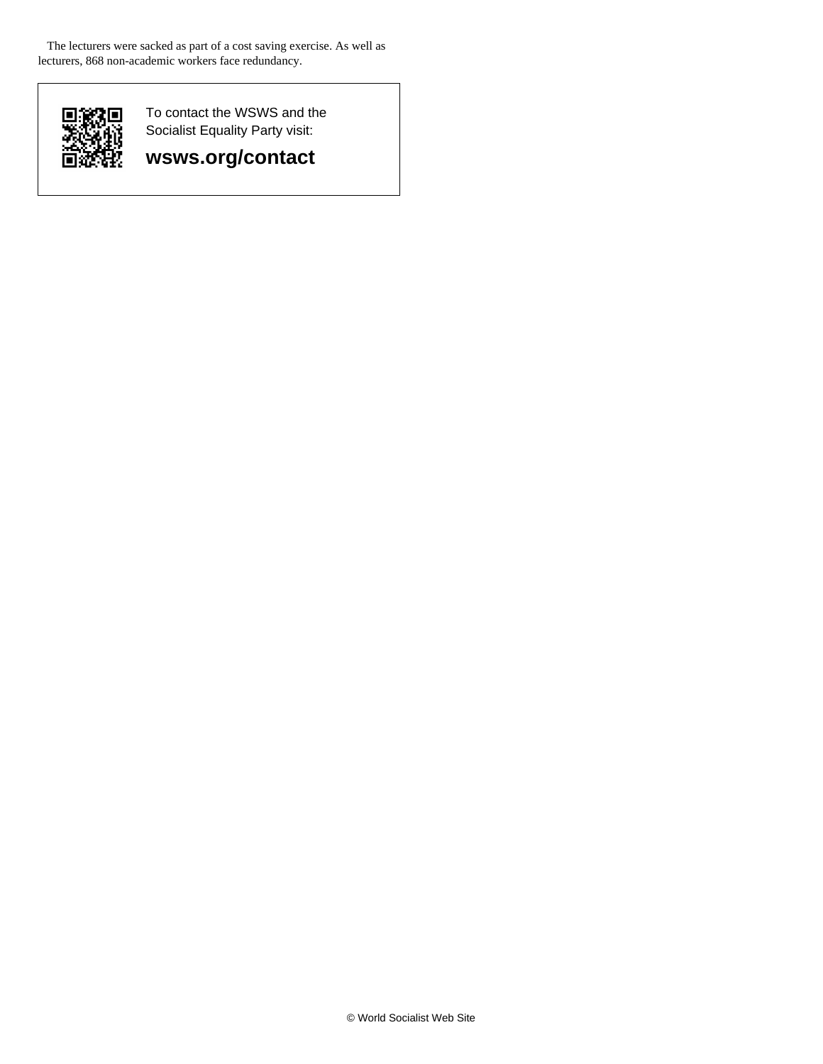The lecturers were sacked as part of a cost saving exercise. As well as lecturers, 868 non-academic workers face redundancy.

To contact the WSWS and the Socialist Equality Party visit:

**wsws.org/contact**

© World Socialist Web Site